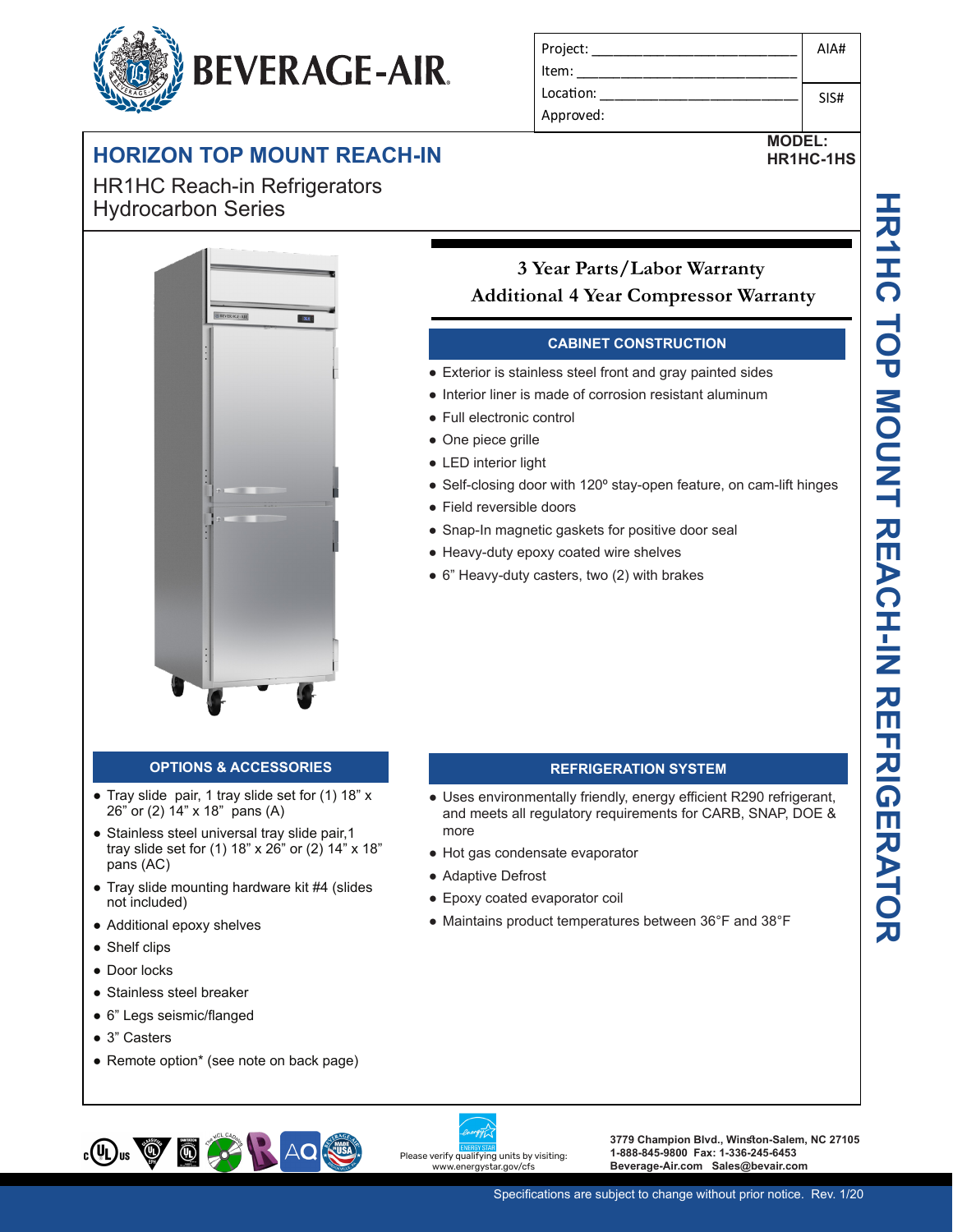# BEVERAGE-AIR

| Project: | AIA# |
|---|---|
| Item: | |
| Location: | SIS# |
| Approved: | |

**MODEL:**
**HR1HC-1HS**

## HORIZON TOP MOUNT REACH-IN

HR1HC Reach-in Refrigerators
Hydrocarbon Series

HR1HC TOP MOUNT REACH-IN REFRIGERATOR

**3 Year Parts/Labor Warranty**
**Additional 4 Year Compressor Warranty**

### CABINET CONSTRUCTION

- Exterior is stainless steel front and gray painted sides
- Interior liner is made of corrosion resistant aluminum
- Full electronic control
- One piece grille
- LED interior light
- Self-closing door with 120º stay-open feature, on cam-lift hinges
- Field reversible doors
- Snap-In magnetic gaskets for positive door seal
- Heavy-duty epoxy coated wire shelves
- 6" Heavy-duty casters, two (2) with brakes

### OPTIONS & ACCESSORIES

- Tray slide pair, 1 tray slide set for (1) 18" x 26" or (2) 14" x 18" pans (A)
- Stainless steel universal tray slide pair,1 tray slide set for (1) 18" x 26" or (2) 14" x 18" pans (AC)
- Tray slide mounting hardware kit #4 (slides not included)
- Additional epoxy shelves
- Shelf clips
- Door locks
- Stainless steel breaker
- 6" Legs seismic/flanged
- 3" Casters
- Remote option* (see note on back page)

### REFRIGERATION SYSTEM

- Uses environmentally friendly, energy efficient R290 refrigerant, and meets all regulatory requirements for CARB, SNAP, DOE & more
- Hot gas condensate evaporator
- Adaptive Defrost
- Epoxy coated evaporator coil
- Maintains product temperatures between 36°F and 38°F

Please verify qualifying units by visiting: www.energystar.gov/cfs

**3779 Champion Blvd., Winston-Salem, NC 27105**
**1-888-845-9800 Fax: 1-336-245-6453**
**Beverage-Air.com Sales@bevair.com**

Specifications are subject to change without prior notice. Rev. 1/20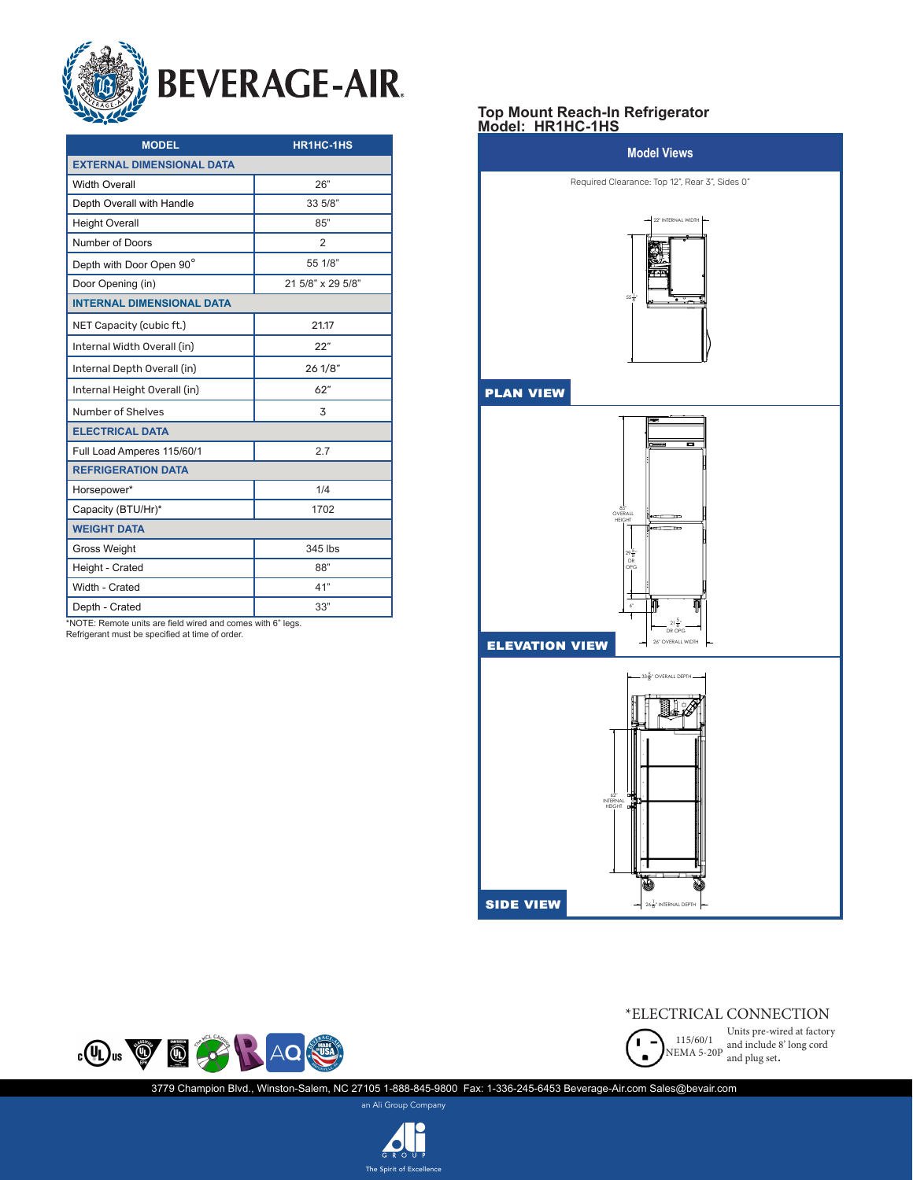# BEVERAGE-AIR

| MODEL | HR1HC-1HS |
|---|---|
| **EXTERNAL DIMENSIONAL DATA** | |
| Width Overall | 26" |
| Depth Overall with Handle | 33 5/8" |
| Height Overall | 85" |
| Number of Doors | 2 |
| Depth with Door Open 90° | 55 1/8" |
| Door Opening (in) | 21 5/8" x 29 5/8" |
| **INTERNAL DIMENSIONAL DATA** | |
| NET Capacity (cubic ft.) | 21.17 |
| Internal Width Overall (in) | 22" |
| Internal Depth Overall (in) | 26 1/8" |
| Internal Height Overall (in) | 62" |
| Number of Shelves | 3 |
| **ELECTRICAL DATA** | |
| Full Load Amperes 115/60/1 | 2.7 |
| **REFRIGERATION DATA** | |
| Horsepower* | 1/4 |
| Capacity (BTU/Hr)* | 1702 |
| **WEIGHT DATA** | |
| Gross Weight | 345 lbs |
| Height - Crated | 88" |
| Width - Crated | 41" |
| Depth - Crated | 33" |

*NOTE: Remote units are field wired and comes with 6" legs.
Refrigerant must be specified at time of order.

## Top Mount Reach-In Refrigerator
## Model: HR1HC-1HS

### Model Views

Required Clearance: Top 12", Rear 3", Sides 0"

22" INTERNAL WIDTH

55 1/8

PLAN VIEW

85" OVERALL HEIGHT

29 5/8 DR OPG

6"

21 5/8 DR OPG

26" OVERALL WIDTH

ELEVATION VIEW

33 5/8" OVERALL DEPTH

62" INTERNAL HEIGHT

26 1/8" INTERNAL DEPTH

SIDE VIEW

### *ELECTRICAL CONNECTION

115/60/1
NEMA 5-20P

Units pre-wired at factory and include 8' long cord and plug set.

3779 Champion Blvd., Winston-Salem, NC 27105 1-888-845-9800 Fax: 1-336-245-6453 Beverage-Air.com Sales@bevair.com

an Ali Group Company

The Spirit of Excellence